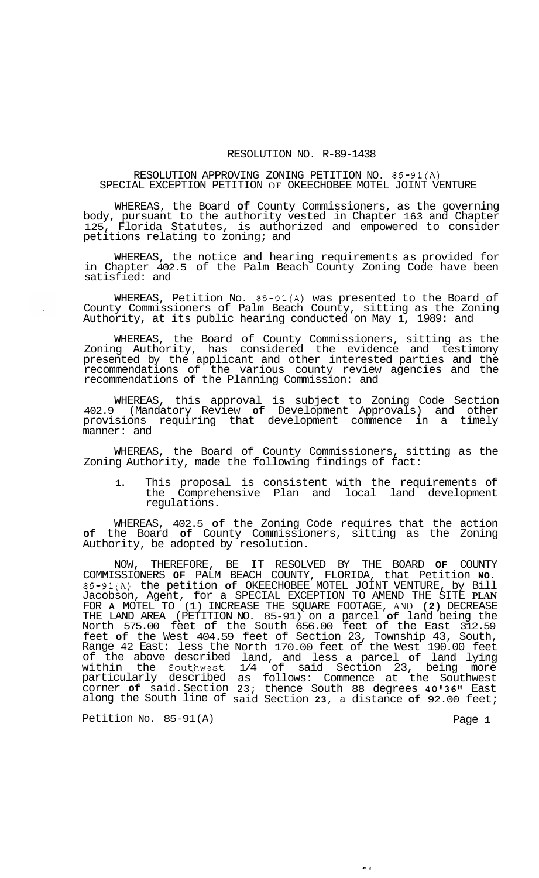# RESOLUTION NO. R-89-1438

## RESOLUTION APPROVING ZONING PETITION NO. 85-91(A) SPECIAL EXCEPTION PETITION OF OKEECHOBEE MOTEL JOINT VENTURE

WHEREAS, the Board of County Commissioners, as the governing body, pursuant to the authority vested in Chapter 163 and Chapter 125, Florida Statutes, is authorized and empowered to consider petitions relating to zoning; and

WHEREAS, the notice and hearing requirements as provided for in Chapter 402.5 of the Palm Beach County Zoning Code have been satisfied: and

WHEREAS, Petition No. 85-91(A) was presented to the Board of County Commissioners of Palm Beach County, sitting as the Zoning Authority, at its public hearing conducted on May 1, 1989: and

WHEREAS, the Board of County Commissioners, sitting as the Zoning Authority, has considered the evidence and testimony presented by the applicant and other interested parties and the recommendations of the various county review agencies and the recommendations of the Planning Commission: and

WHEREAS, this approval is subject to Zoning Code Section 402.9 (Mandatory Review of Development Approvals) and other provisions requiring that development commence in a timely manner: and

WHEREAS, the Board of County Commissioners, sitting as the Zoning Authority, made the following findings of fact:

1. This proposal is consistent with the requirements of the Comprehensive Plan and local land development regulations.

WHEREAS, 402.5 of the Zoning Code requires that the action of the Board of County Commissioners, sitting as the Zoning Authority, be adopted by resolution.

NOW, THEREFORE, BE IT RESOLVED BY THE BOARD OF COUNTY COMMISSIONERS OF PALM BEACH COUNTY, FLORIDA, that Petition NO. 85-91(A) the petition of OKEECHOBEE MOTEL JOINT VENTURE, by Bill Jacobson, Agent, for a SPECIAL EXCEPTION TO AMEND THE SITE PLAN FOR A MOTEL TO (1) INCREASE THE SQUARE FOOTAGE, AND (2) DECREASE THE LAND AREA (PETITION NO. 85-91) on a parcel of land being the North 575.00 feet of the South 656.00 feet of the East 312.59 feet of the West 404.59 feet of Section 23, Township 43, South, Range 42 East: less the North 170.00 feet of the West 190.00 feet of the above described land, and less a parcel of land lying within the Southwest 1/4 of said Section 23, being more particularly described as follows: Commence at the Southwest corner of said Section 23; thence South 88 degrees 40'36" East along the South line of said Section 23, a distance of 92.00 feet;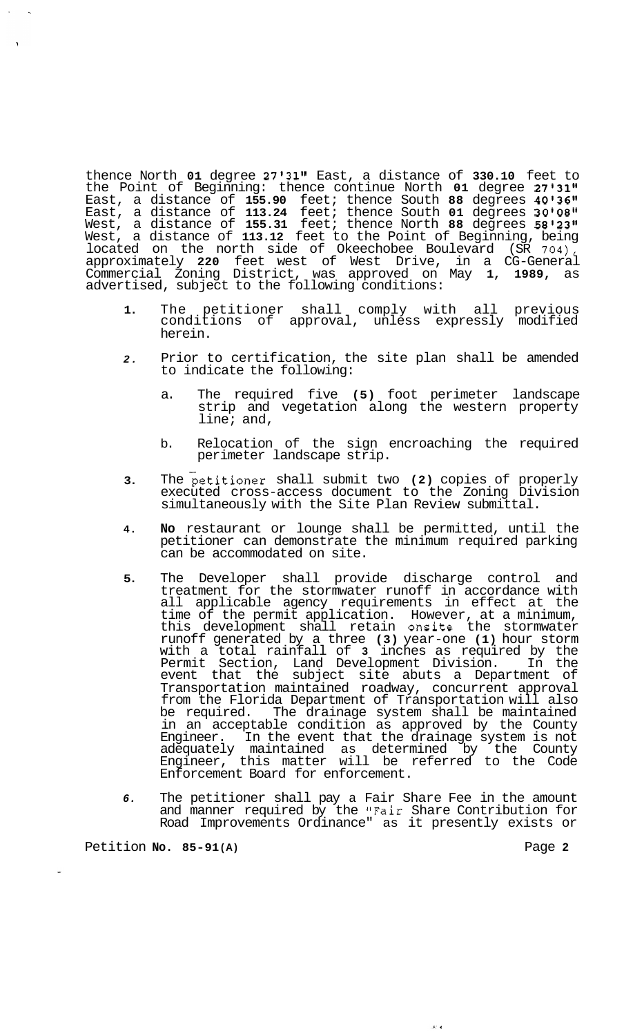thence North 01 degree 27'31" East, a distance of 330.10 feet to the Point of Beginning: thence continue North 01 degree 27'31" East, a distance of 155.90 feet; thence South 88 degrees 40'36" East, a distance of 113.24 feet; thence South 01 degrees 30'08" West, a distance of 155.31 feet; thence North 88 degrees 58'23" West, a distance of 113.12 feet to the Point of Beginning, being located on the north side of Okeechobee Boulevard (SR 704), approximately 220 feet west of West Drive, in a CG-General Commercial Zoning District, was approved on May 1, 1989, as advertised, subject to the following conditions:

1. The petitioner shall comply with all previous conditions of approval, unless expressly modified herein.

2. Prior to certification, the site plan shall be amended to indicate the following:

   a. The required five (5) foot perimeter landscape strip and vegetation along the western property line; and,

   b. Relocation of the sign encroaching the required perimeter landscape strip.

3. The petitioner shall submit two (2) copies of properly executed cross-access document to the Zoning Division simultaneously with the Site Plan Review submittal.

4. No restaurant or lounge shall be permitted, until the petitioner can demonstrate the minimum required parking can be accommodated on site.

5. The Developer shall provide discharge control and treatment for the stormwater runoff in accordance with all applicable agency requirements in effect at the time of the permit application. However, at a minimum, this development shall retain onsite the stormwater runoff generated by a three (3) year-one (1) hour storm with a total rainfall of 3 inches as required by the Permit Section, Land Development Division. In the event that the subject site abuts a Department of Transportation maintained roadway, concurrent approval from the Florida Department of Transportation will also be required. The drainage system shall be maintained in an acceptable condition as approved by the County Engineer. In the event that the drainage system is not adequately maintained as determined by the County Engineer, this matter will be referred to the Code Enforcement Board for enforcement.

6. The petitioner shall pay a Fair Share Fee in the amount and manner required by the "Fair Share Contribution for Road Improvements Ordinance" as it presently exists or

Petition No. 85-91(A)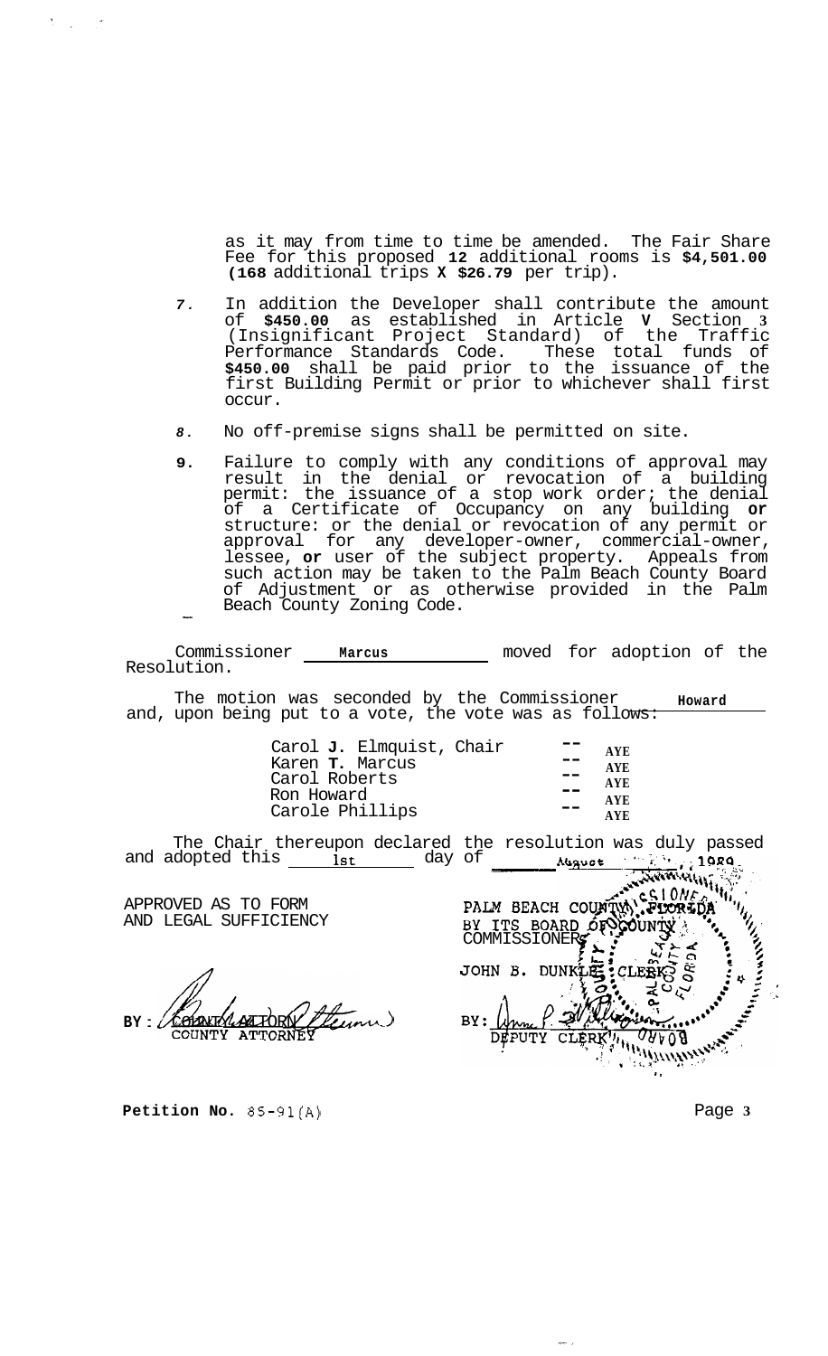as it may from time to time be amended. The Fair Share Fee for this proposed **12** additional rooms is **$4,501.00** **(168** additional trips **X $26.79** per trip).

7. In addition the Developer shall contribute the amount of **$450.00** as established in Article **V** Section **3** (Insignificant Project Standard) of the Traffic Performance Standards Code. These total funds of **$450.00** shall be paid prior to the issuance of the first Building Permit or prior to whichever shall first occur.

8. No off-premise signs shall be permitted on site.

9. Failure to comply with any conditions of approval may result in the denial or revocation of a building permit: the issuance of a stop work order; the denial of a Certificate of Occupancy on any building **or** structure: or the denial or revocation of any permit or approval for any developer-owner, commercial-owner, lessee, **or** user of the subject property. Appeals from such action may be taken to the Palm Beach County Board of Adjustment or as otherwise provided in the Palm Beach County Zoning Code.

Commissioner **Marcus** moved for adoption of the Resolution.

The motion was seconded by the Commissioner **Howard** and, upon being put to a vote, the vote was as follows:

| | |
|---|---|
| Carol **J.** Elmquist, Chair | -- AYE |
| Karen **T.** Marcus | -- AYE |
| Carol Roberts | -- AYE |
| Ron Howard | -- AYE |
| Carole Phillips | -- AYE |

The Chair thereupon declared the resolution was duly passed and adopted this 1st day of August, 1989.

APPROVED AS TO FORM AND LEGAL SUFFICIENCY

BY: COUNTY ATTORNEY

PALM BEACH COUNTY, FLORIDA BY ITS BOARD OF COUNTY COMMISSIONERS

JOHN B. DUNKLE, CLERK

BY: DEPUTY CLERK

**Petition No.** 85-91(A)